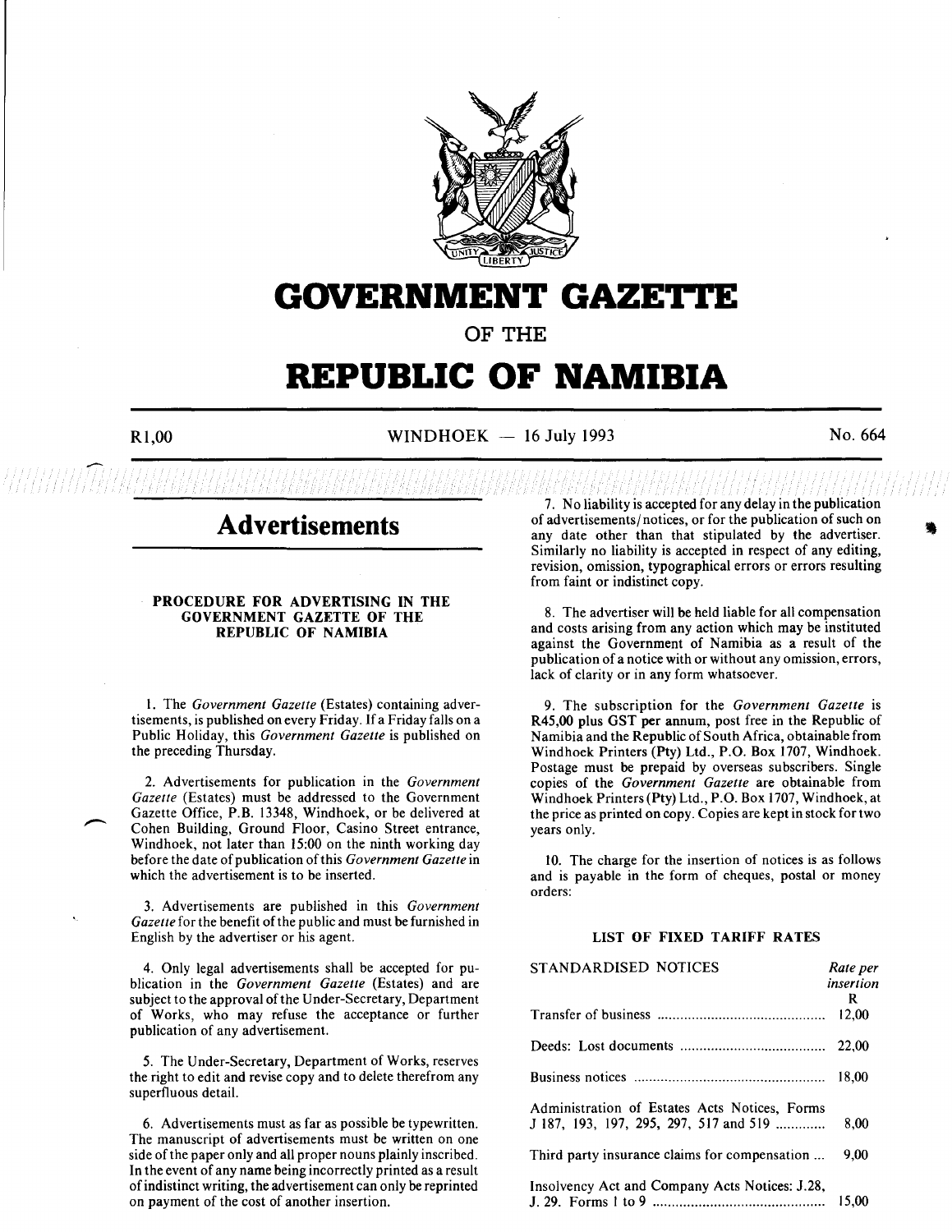# GOVERNMENT GAZETTE

OF THE

# REPUBLIC OF NAMIBIA

R1,00 WINDHOEK — 16 July 1993 No. 664

## Advertisements

### PROCEDURE FOR ADVERTISING IN THE GOVERNMENT GAZETTE OF THE REPUBLIC OF NAMIBIA

1. The *Government Gazette* (Estates) containing advertisements, is published on every Friday. If a Friday falls on a Public Holiday, this *Government Gazette* is published on the preceding Thursday.

2. Advertisements for publication in the *Government Gazette* (Estates) must be addressed to the Government Gazette Office, P.B. 13348, Windhoek, or be delivered at Cohen Building, Ground Floor, Casino Street entrance, Windhoek, not later than 15:00 on the ninth working day before the date of publication of this *Government Gazette* in which the advertisement is to be inserted.

3. Advertisements are published in this *Government Gazette* for the benefit of the public and must be furnished in English by the advertiser or his agent.

4. Only legal advertisements shall be accepted for publication in the *Government Gazette* (Estates) and are subject to the approval of the Under-Secretary, Department of Works, who may refuse the acceptance or further publication of any advertisement.

5. The Under-Secretary, Department of Works, reserves the right to edit and revise copy and to delete therefrom any superfluous detail.

6. Advertisements must as far as possible be typewritten. The manuscript of advertisements must be written on one side of the paper only and all proper nouns plainly inscribed. In the event of any name being incorrectly printed as a result of indistinct writing, the advertisement can only be reprinted on payment of the cost of another insertion.

7. No liability is accepted for any delay in the publication of advertisements/notices, or for the publication of such on any date other than that stipulated by the advertiser. Similarly no liability is accepted in respect of any editing, revision, omission, typographical errors or errors resulting from faint or indistinct copy.

8. The advertiser will be held liable for all compensation and costs arising from any action which may be instituted against the Government of Namibia as a result of the publication of a notice with or without any omission, errors, lack of clarity or in any form whatsoever.

9. The subscription for the *Government Gazette* is R45,00 plus GST per annum, post free in the Republic of Namibia and the Republic of South Africa, obtainable from Windhoek Printers (Pty) Ltd., P.O. Box 1707, Windhoek. Postage must be prepaid by overseas subscribers. Single copies of the *Government Gazette* are obtainable from Windhoek Printers (Pty) Ltd., P.O. Box 1707, Windhoek, at the price as printed on copy. Copies are kept in stock for two years only.

10. The charge for the insertion of notices is as follows and is payable in the form of cheques, postal or money orders:

### LIST OF FIXED TARIFF RATES

| STANDARDISED NOTICES | *Rate per insertion* R |
|---|---|
| Transfer of business | 12,00 |
| Deeds: Lost documents | 22,00 |
| Business notices | 18,00 |
| Administration of Estates Acts Notices, Forms J 187, 193, 197, 295, 297, 517 and 519 | 8,00 |
| Third party insurance claims for compensation | 9,00 |
| Insolvency Act and Company Acts Notices: J.28, J. 29. Forms 1 to 9 | 15,00 |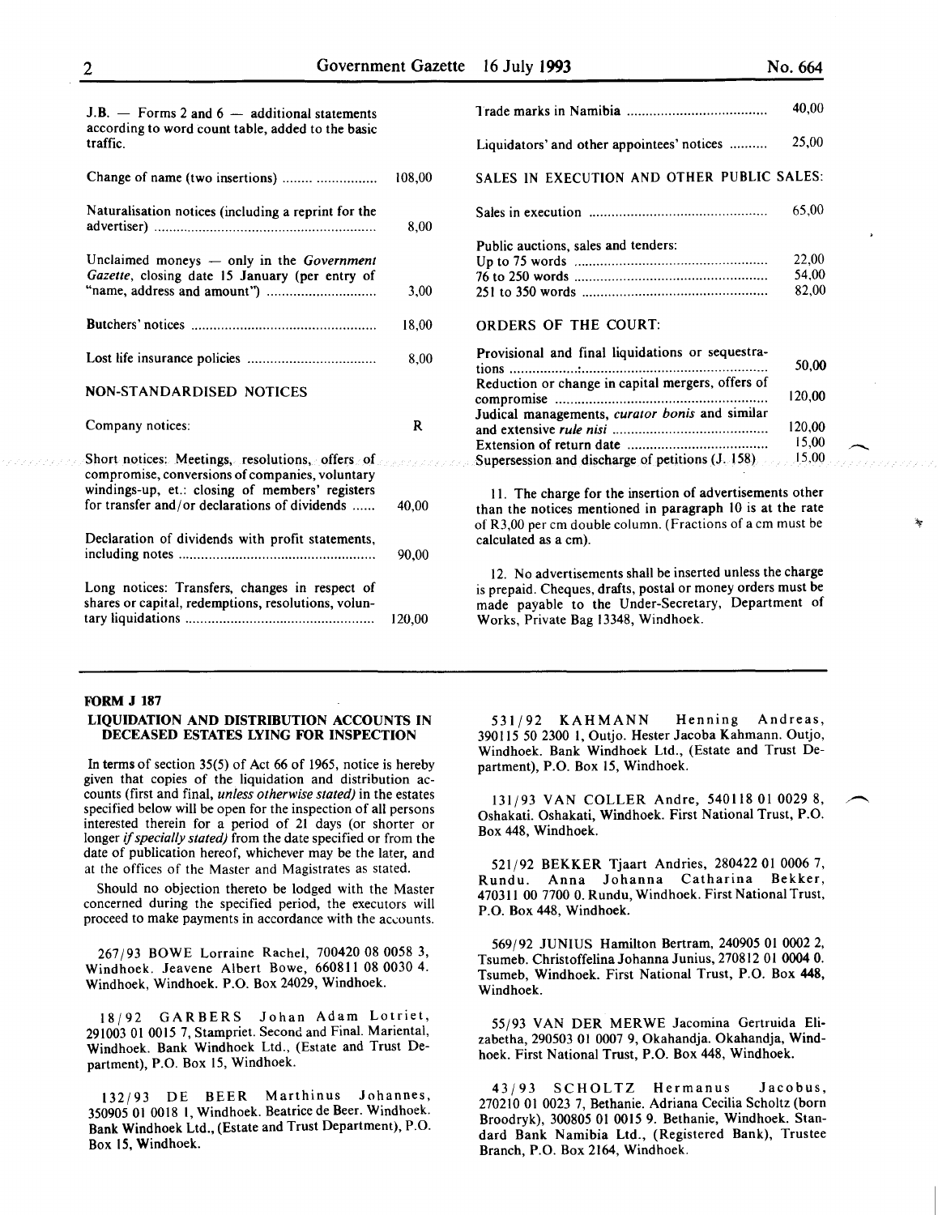J.B. — Forms 2 and 6 — additional statements according to word count table, added to the basic traffic.

| | |
|---|---|
| Change of name (two insertions) | 108,00 |
| Naturalisation notices (including a reprint for the advertiser) | 8,00 |
| Unclaimed moneys — only in the *Government Gazette*, closing date 15 January (per entry of "name, address and amount") | 3,00 |
| Butchers' notices | 18,00 |
| Lost life insurance policies | 8,00 |

NON-STANDARDISED NOTICES

| | |
|---|---|
| Company notices: | R |
| Short notices: Meetings, resolutions, offers of compromise, conversions of companies, voluntary windings-up, et.: closing of members' registers for transfer and/or declarations of dividends | 40,00 |
| Declaration of dividends with profit statements, including notes | 90,00 |
| Long notices: Transfers, changes in respect of shares or capital, redemptions, resolutions, voluntary liquidations | 120,00 |
| Trade marks in Namibia | 40,00 |
| Liquidators' and other appointees' notices | 25,00 |

SALES IN EXECUTION AND OTHER PUBLIC SALES:

| | |
|---|---|
| Sales in execution | 65,00 |
| Public auctions, sales and tenders: | |
| Up to 75 words | 22,00 |
| 76 to 250 words | 54,00 |
| 251 to 350 words | 82,00 |

ORDERS OF THE COURT:

| | |
|---|---|
| Provisional and final liquidations or sequestrations | 50,00 |
| Reduction or change in capital mergers, offers of compromise | 120,00 |
| Judical managements, *curator bonis* and similar and extensive *rule nisi* | 120,00 |
| Extension of return date | 15,00 |
| Supersession and discharge of petitions (J. 158) | 15,00 |

11. The charge for the insertion of advertisements other than the notices mentioned in paragraph 10 is at the rate of R3,00 per cm double column. (Fractions of a cm must be calculated as a cm).

12. No advertisements shall be inserted unless the charge is prepaid. Cheques, drafts, postal or money orders must be made payable to the Under-Secretary, Department of Works, Private Bag 13348, Windhoek.

---

**FORM J 187**

**LIQUIDATION AND DISTRIBUTION ACCOUNTS IN DECEASED ESTATES LYING FOR INSPECTION**

In terms of section 35(5) of Act 66 of 1965, notice is hereby given that copies of the liquidation and distribution accounts (first and final, *unless otherwise stated)* in the estates specified below will be open for the inspection of all persons interested therein for a period of 21 days (or shorter or longer *if specially stated)* from the date specified or from the date of publication hereof, whichever may be the later, and at the offices of the Master and Magistrates as stated.

Should no objection thereto be lodged with the Master concerned during the specified period, the executors will proceed to make payments in accordance with the accounts.

267/93 BOWE Lorraine Rachel, 700420 08 0058 3, Windhoek. Jeavene Albert Bowe, 660811 08 0030 4. Windhoek, Windhoek. P.O. Box 24029, Windhoek.

18/92 GARBERS Johan Adam Lotriet, 291003 01 0015 7, Stampriet. Second and Final. Mariental, Windhoek. Bank Windhoek Ltd., (Estate and Trust Department), P.O. Box 15, Windhoek.

132/93 DE BEER Marthinus Johannes, 350905 01 0018 1, Windhoek. Beatrice de Beer. Windhoek. Bank Windhoek Ltd., (Estate and Trust Department), P.O. Box 15, Windhoek.

531/92 KAHMANN Henning Andreas, 390115 50 2300 1, Outjo. Hester Jacoba Kahmann. Outjo, Windhoek. Bank Windhoek Ltd., (Estate and Trust Department), P.O. Box 15, Windhoek.

131/93 VAN COLLER Andre, 540118 01 0029 8, Oshakati. Oshakati, Windhoek. First National Trust, P.O. Box 448, Windhoek.

521/92 BEKKER Tjaart Andries, 280422 01 0006 7, Rundu. Anna Johanna Catharina Bekker, 470311 00 7700 0. Rundu, Windhoek. First National Trust, P.O. Box 448, Windhoek.

569/92 JUNIUS Hamilton Bertram, 240905 01 0002 2, Tsumeb. Christoffelina Johanna Junius, 270812 01 0004 0. Tsumeb, Windhoek. First National Trust, P.O. Box 448, Windhoek.

55/93 VAN DER MERWE Jacomina Gertruida Elizabetha, 290503 01 0007 9, Okahandja. Okahandja, Windhoek. First National Trust, P.O. Box 448, Windhoek.

43/93 SCHOLTZ Hermanus Jacobus, 270210 01 0023 7, Bethanie. Adriana Cecilia Scholtz (born Broodryk), 300805 01 0015 9. Bethanie, Windhoek. Standard Bank Namibia Ltd., (Registered Bank), Trustee Branch, P.O. Box 2164, Windhoek.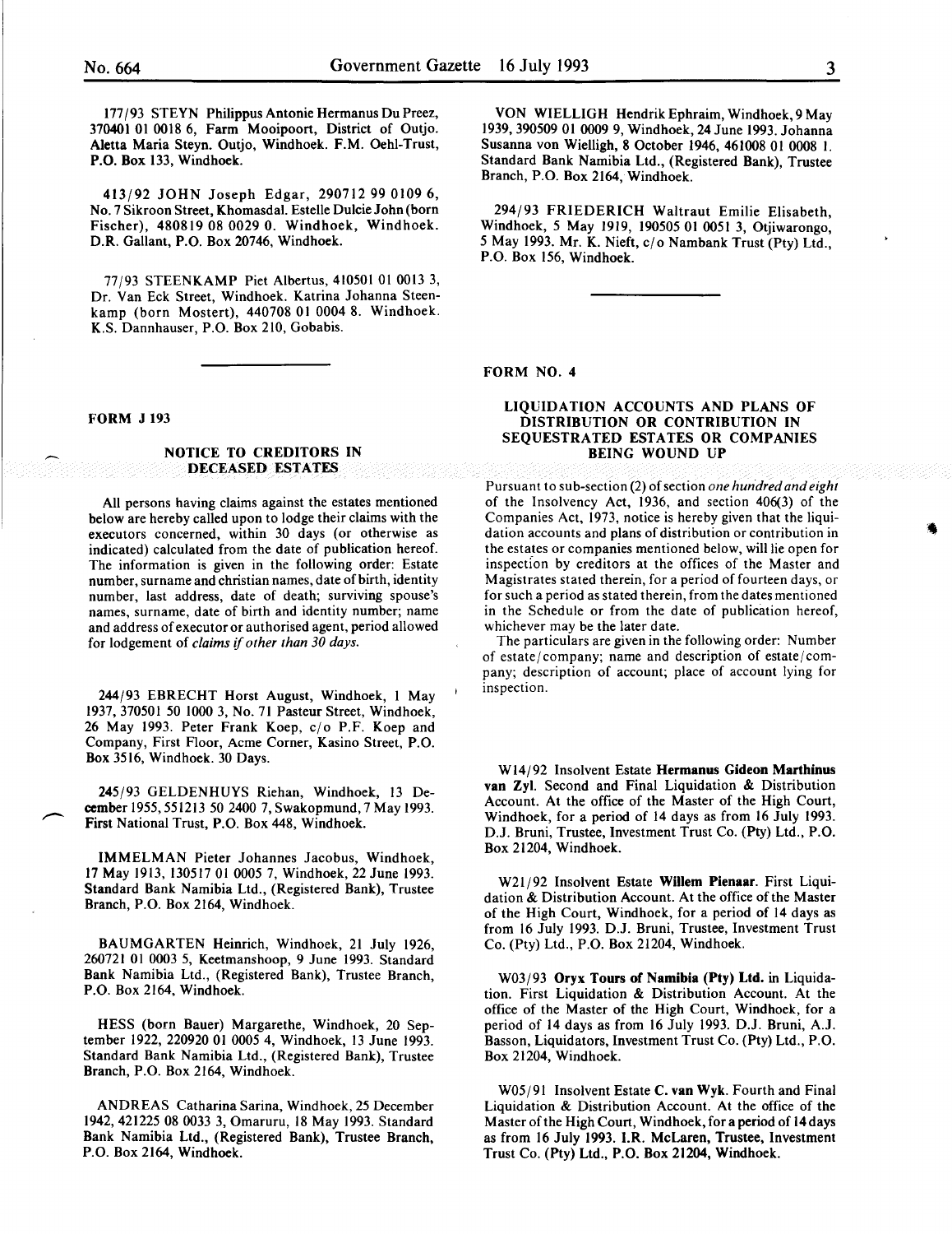177/93 STEYN Philippus Antonie Hermanus Du Preez, 370401 01 0018 6, Farm Mooipoort, District of Outjo. Aletta Maria Steyn. Outjo, Windhoek. F.M. Oehl-Trust, P.O. Box 133, Windhoek.

413/92 JOHN Joseph Edgar, 290712 99 0109 6, No. 7 Sikroon Street, Khomasdal. Estelle Dulcie John (born Fischer), 480819 08 0029 0. Windhoek, Windhoek. D.R. Gallant, P.O. Box 20746, Windhoek.

77/93 STEENKAMP Piet Albertus, 410501 01 0013 3, Dr. Van Eck Street, Windhoek. Katrina Johanna Steenkamp (born Mostert), 440708 01 0004 8. Windhoek. K.S. Dannhauser, P.O. Box 210, Gobabis.

**FORM J 193**

## NOTICE TO CREDITORS IN DECEASED ESTATES

All persons having claims against the estates mentioned below are hereby called upon to lodge their claims with the executors concerned, within 30 days (or otherwise as indicated) calculated from the date of publication hereof. The information is given in the following order: Estate number, surname and christian names, date of birth, identity number, last address, date of death; surviving spouse's names, surname, date of birth and identity number; name and address of executor or authorised agent, period allowed for lodgement of *claims if other than 30 days.*

244/93 EBRECHT Horst August, Windhoek, 1 May 1937, 370501 50 1000 3, No. 71 Pasteur Street, Windhoek, 26 May 1993. Peter Frank Koep, c/o P.F. Koep and Company, First Floor, Acme Corner, Kasino Street, P.O. Box 3516, Windhoek. 30 Days.

245/93 GELDENHUYS Riehan, Windhoek, 13 December 1955, 551213 50 2400 7, Swakopmund, 7 May 1993. First National Trust, P.O. Box 448, Windhoek.

IMMELMAN Pieter Johannes Jacobus, Windhoek, 17 May 1913, 130517 01 0005 7, Windhoek, 22 June 1993. Standard Bank Namibia Ltd., (Registered Bank), Trustee Branch, P.O. Box 2164, Windhoek.

BAUMGARTEN Heinrich, Windhoek, 21 July 1926, 260721 01 0003 5, Keetmanshoop, 9 June 1993. Standard Bank Namibia Ltd., (Registered Bank), Trustee Branch, P.O. Box 2164, Windhoek.

HESS (born Bauer) Margarethe, Windhoek, 20 September 1922, 220920 01 0005 4, Windhoek, 13 June 1993. Standard Bank Namibia Ltd., (Registered Bank), Trustee Branch, P.O. Box 2164, Windhoek.

ANDREAS Catharina Sarina, Windhoek, 25 December 1942, 421225 08 0033 3, Omaruru, 18 May 1993. Standard Bank Namibia Ltd., (Registered Bank), Trustee Branch, P.O. Box 2164, Windhoek.

VON WIELLIGH Hendrik Ephraim, Windhoek, 9 May 1939, 390509 01 0009 9, Windhoek, 24 June 1993. Johanna Susanna von Wielligh, 8 October 1946, 461008 01 0008 1. Standard Bank Namibia Ltd., (Registered Bank), Trustee Branch, P.O. Box 2164, Windhoek.

294/93 FRIEDERICH Waltraut Emilie Elisabeth, Windhoek, 5 May 1919, 190505 01 0051 3, Otjiwarongo, 5 May 1993. Mr. K. Nieft, c/o Nambank Trust (Pty) Ltd., P.O. Box 156, Windhoek.

**FORM NO. 4**

## LIQUIDATION ACCOUNTS AND PLANS OF DISTRIBUTION OR CONTRIBUTION IN SEQUESTRATED ESTATES OR COMPANIES BEING WOUND UP

Pursuant to sub-section (2) of section *one hundred and eight* of the Insolvency Act, 1936, and section 406(3) of the Companies Act, 1973, notice is hereby given that the liquidation accounts and plans of distribution or contribution in the estates or companies mentioned below, will lie open for inspection by creditors at the offices of the Master and Magistrates stated therein, for a period of fourteen days, or for such a period as stated therein, from the dates mentioned in the Schedule or from the date of publication hereof, whichever may be the later date.

The particulars are given in the following order: Number of estate/company; name and description of estate/company; description of account; place of account lying for inspection.

W14/92 Insolvent Estate **Hermanus Gideon Marthinus van Zyl**. Second and Final Liquidation & Distribution Account. At the office of the Master of the High Court, Windhoek, for a period of 14 days as from 16 July 1993. D.J. Bruni, Trustee, Investment Trust Co. (Pty) Ltd., P.O. Box 21204, Windhoek.

W21/92 Insolvent Estate **Willem Pienaar**. First Liquidation & Distribution Account. At the office of the Master of the High Court, Windhoek, for a period of 14 days as from 16 July 1993. D.J. Bruni, Trustee, Investment Trust Co. (Pty) Ltd., P.O. Box 21204, Windhoek.

W03/93 **Oryx Tours of Namibia (Pty) Ltd.** in Liquidation. First Liquidation & Distribution Account. At the office of the Master of the High Court, Windhoek, for a period of 14 days as from 16 July 1993. D.J. Bruni, A.J. Basson, Liquidators, Investment Trust Co. (Pty) Ltd., P.O. Box 21204, Windhoek.

W05/91 Insolvent Estate **C. van Wyk**. Fourth and Final Liquidation & Distribution Account. At the office of the Master of the High Court, Windhoek, for a period of 14 days as from 16 July 1993. I.R. McLaren, Trustee, Investment Trust Co. (Pty) Ltd., P.O. Box 21204, Windhoek.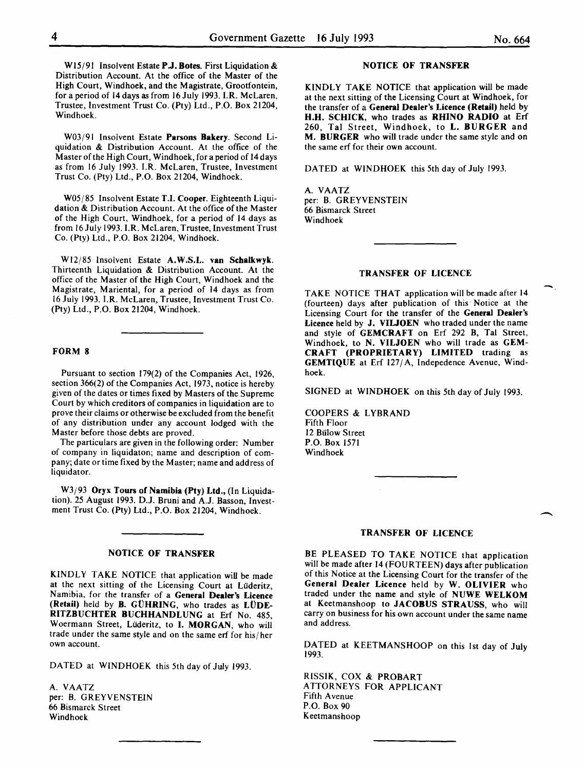W15/91 Insolvent Estate **P.J. Botes**. First Liquidation & Distribution Account. At the office of the Master of the High Court, Windhoek, and the Magistrate, Grootfontein, for a period of 14 days as from 16 July 1993. I.R. McLaren, Trustee, Investment Trust Co. (Pty) Ltd., P.O. Box 21204, Windhoek.

W03/91 Insolvent Estate **Parsons Bakery**. Second Liquidation & Distribution Account. At the office of the Master of the High Court, Windhoek, for a period of 14 days as from 16 July 1993. I.R. McLaren, Trustee, Investment Trust Co. (Pty) Ltd., P.O. Box 21204, Windhoek.

W05/85 Insolvent Estate **T.I. Cooper**. Eighteenth Liquidation & Distribution Account. At the office of the Master of the High Court, Windhoek, for a period of 14 days as from 16 July 1993. I.R. McLaren, Trustee, Investment Trust Co. (Pty) Ltd., P.O. Box 21204, Windhoek.

W12/85 Insolvent Estate **A.W.S.L. van Schalkwyk**. Thirteenth Liquidation & Distribution Account. At the office of the Master of the High Court, Windhoek and the Magistrate, Mariental, for a period of 14 days as from 16 July 1993. I.R. McLaren, Trustee, Investment Trust Co. (Pty) Ltd., P.O. Box 21204, Windhoek.

---

**FORM 8**

Pursuant to section 179(2) of the Companies Act, 1926, section 366(2) of the Companies Act, 1973, notice is hereby given of the dates or times fixed by Masters of the Supreme Court by which creditors of companies in liquidation are to prove their claims or otherwise be excluded from the benefit of any distribution under any account lodged with the Master before those debts are proved.

The particulars are given in the following order: Number of company in liquidaton; name and description of company; date or time fixed by the Master; name and address of liquidator.

W3/93 **Oryx Tours of Namibia (Pty) Ltd.,** (In Liquidation). 25 August 1993. D.J. Bruni and A.J. Basson, Investment Trust Co. (Pty) Ltd., P.O. Box 21204, Windhoek.

---

**NOTICE OF TRANSFER**

KINDLY TAKE NOTICE that application will be made at the next sitting of the Licensing Court at Lüderitz, Namibia, for the transfer of a **General Dealer's Licence (Retail)** held by **B. GÜHRING**, who trades as **LÜDERITZBUCHTER BUCHHANDLUNG** at Erf No. 485, Woermann Street, Lüderitz, to **I. MORGAN**, who will trade under the same style and on the same erf for his/her own account.

DATED at WINDHOEK this 5th day of July 1993.

A. VAATZ
per: B. GREYVENSTEIN
66 Bismarck Street
Windhoek

---

**NOTICE OF TRANSFER**

KINDLY TAKE NOTICE that application will be made at the next sitting of the Licensing Court at Windhoek, for the transfer of a **General Dealer's Licence (Retail)** held by **H.H. SCHICK**, who trades as **RHINO RADIO** at Erf 260, Tal Street, Windhoek, to **L. BURGER** and **M. BURGER** who will trade under the same style and on the same erf for their own account.

DATED at WINDHOEK this 5th day of July 1993.

A. VAATZ
per: B. GREYVENSTEIN
66 Bismarck Street
Windhoek

---

**TRANSFER OF LICENCE**

TAKE NOTICE THAT application will be made after 14 (fourteen) days after publication of this Notice at the Licensing Court for the transfer of the **General Dealer's Licence** held by **J. VILJOEN** who traded under the name and style of **GEMCRAFT** on Erf 292 B, Tal Street, Windhoek, to **N. VILJOEN** who will trade as **GEMCRAFT (PROPRIETARY) LIMITED** trading as **GEMTIQUE** at Erf 127/A, Indepedence Avenue, Windhoek.

SIGNED at WINDHOEK on this 5th day of July 1993.

COOPERS & LYBRAND
Fifth Floor
12 Bülow Street
P.O. Box 1571
Windhoek

---

**TRANSFER OF LICENCE**

BE PLEASED TO TAKE NOTICE that application will be made after 14 (FOURTEEN) days after publication of this Notice at the Licensing Court for the transfer of the **General Dealer Licence** held by **W. OLIVIER** who traded under the name and style of **NUWE WELKOM** at Keetmanshoop to **JACOBUS STRAUSS**, who will carry on business for his own account under the same name and address.

DATED at KEETMANSHOOP on this 1st day of July 1993.

RISSIK, COX & PROBART
ATTORNEYS FOR APPLICANT
Fifth Avenue
P.O. Box 90
Keetmanshoop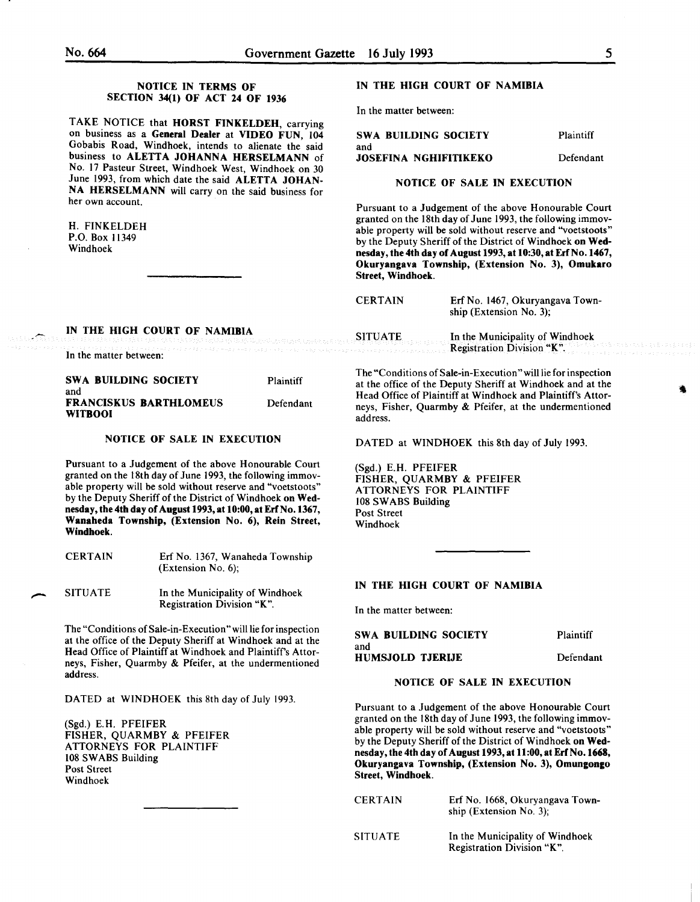### NOTICE IN TERMS OF SECTION 34(1) OF ACT 24 OF 1936

TAKE NOTICE that **HORST FINKELDEH**, carrying on business as a **General Dealer** at **VIDEO FUN**, 104 Gobabis Road, Windhoek, intends to alienate the said business to **ALETTA JOHANNA HERSELMANN** of No. 17 Pasteur Street, Windhoek West, Windhoek on 30 June 1993, from which date the said **ALETTA JOHANNA HERSELMANN** will carry on the said business for her own account.

H. FINKELDEH
P.O. Box 11349
Windhoek

---

### IN THE HIGH COURT OF NAMIBIA

In the matter between:

| | |
|---|---|
| **SWA BUILDING SOCIETY** | Plaintiff |
| and | |
| **FRANCISKUS BARTHLOMEUS WITBOOI** | Defendant |

### NOTICE OF SALE IN EXECUTION

Pursuant to a Judgement of the above Honourable Court granted on the 18th day of June 1993, the following immovable property will be sold without reserve and "voetstoots" by the Deputy Sheriff of the District of Windhoek **on Wednesday, the 4th day of August 1993, at 10:00, at Erf No. 1367, Wanaheda Township, (Extension No. 6), Rein Street, Windhoek.**

| | |
|---|---|
| CERTAIN | Erf No. 1367, Wanaheda Township (Extension No. 6); |
| SITUATE | In the Municipality of Windhoek Registration Division "K". |

The "Conditions of Sale-in-Execution" will lie for inspection at the office of the Deputy Sheriff at Windhoek and at the Head Office of Plaintiff at Windhoek and Plaintiff's Attorneys, Fisher, Quarmby & Pfeifer, at the undermentioned address.

DATED at WINDHOEK this 8th day of July 1993.

(Sgd.) E.H. PFEIFER
FISHER, QUARMBY & PFEIFER
ATTORNEYS FOR PLAINTIFF
108 SWABS Building
Post Street
Windhoek

---

### IN THE HIGH COURT OF NAMIBIA

In the matter between:

| | |
|---|---|
| **SWA BUILDING SOCIETY** | Plaintiff |
| and | |
| **JOSEFINA NGHIFITIKEKO** | Defendant |

### NOTICE OF SALE IN EXECUTION

Pursuant to a Judgement of the above Honourable Court granted on the 18th day of June 1993, the following immovable property will be sold without reserve and "voetstoots" by the Deputy Sheriff of the District of Windhoek **on Wednesday, the 4th day of August 1993, at 10:30, at Erf No. 1467, Okuryangava Township, (Extension No. 3), Omukaro Street, Windhoek.**

| | |
|---|---|
| CERTAIN | Erf No. 1467, Okuryangava Township (Extension No. 3); |
| SITUATE | In the Municipality of Windhoek Registration Division "K". |

The "Conditions of Sale-in-Execution" will lie for inspection at the office of the Deputy Sheriff at Windhoek and at the Head Office of Plaintiff at Windhoek and Plaintiff's Attorneys, Fisher, Quarmby & Pfeifer, at the undermentioned address.

DATED at WINDHOEK this 8th day of July 1993.

(Sgd.) E.H. PFEIFER
FISHER, QUARMBY & PFEIFER
ATTORNEYS FOR PLAINTIFF
108 SWABS Building
Post Street
Windhoek

---

### IN THE HIGH COURT OF NAMIBIA

In the matter between:

| | |
|---|---|
| **SWA BUILDING SOCIETY** | Plaintiff |
| and | |
| **HUMSJOLD TJERIJE** | Defendant |

### NOTICE OF SALE IN EXECUTION

Pursuant to a Judgement of the above Honourable Court granted on the 18th day of June 1993, the following immovable property will be sold without reserve and "voetstoots" by the Deputy Sheriff of the District of Windhoek **on Wednesday, the 4th day of August 1993, at 11:00, at Erf No. 1668, Okuryangava Township, (Extension No. 3), Omungongo Street, Windhoek.**

| | |
|---|---|
| CERTAIN | Erf No. 1668, Okuryangava Township (Extension No. 3); |
| SITUATE | In the Municipality of Windhoek Registration Division "K". |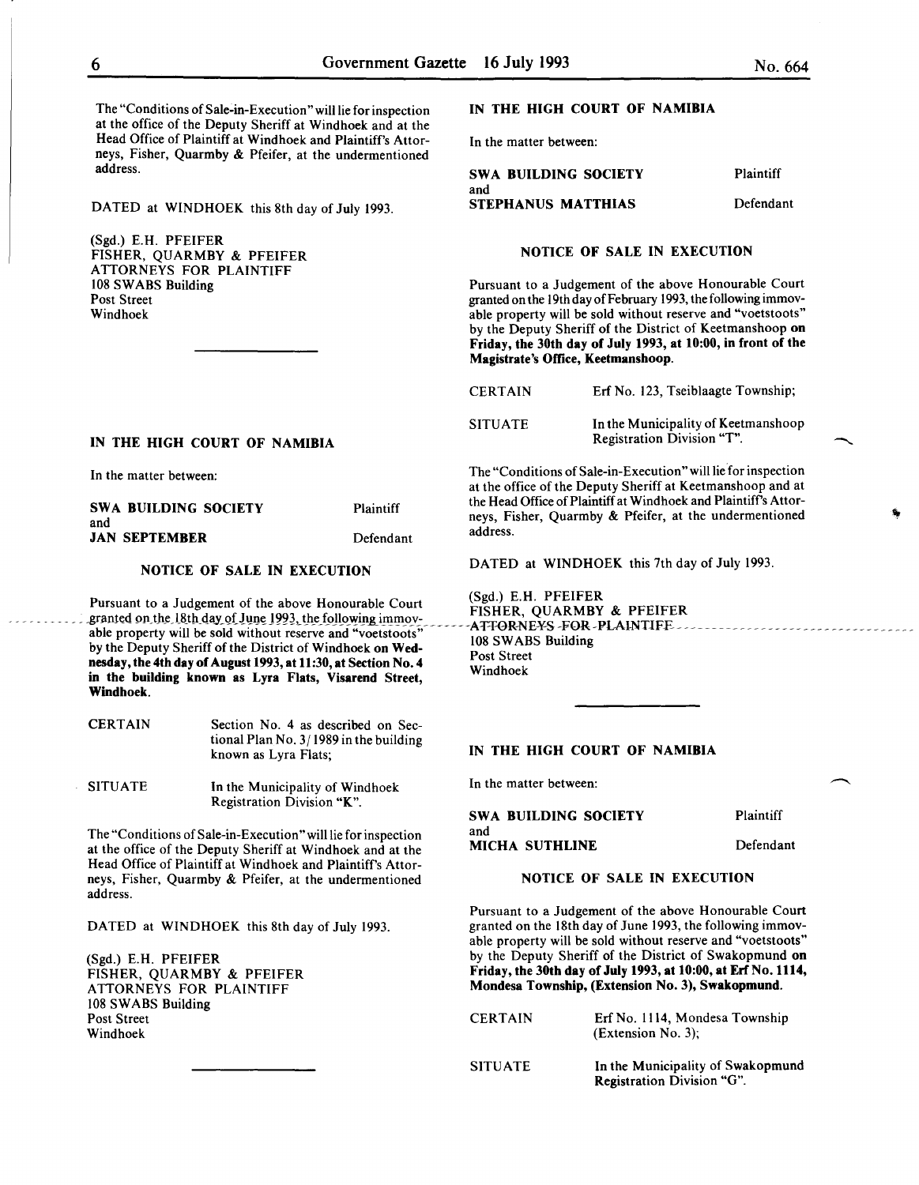The "Conditions of Sale-in-Execution" will lie for inspection at the office of the Deputy Sheriff at Windhoek and at the Head Office of Plaintiff at Windhoek and Plaintiff's Attorneys, Fisher, Quarmby & Pfeifer, at the undermentioned address.

DATED at WINDHOEK this 8th day of July 1993.

(Sgd.) E.H. PFEIFER
FISHER, QUARMBY & PFEIFER
ATTORNEYS FOR PLAINTIFF
108 SWABS Building
Post Street
Windhoek

---

**IN THE HIGH COURT OF NAMIBIA**

In the matter between:

| | |
|---|---|
| **SWA BUILDING SOCIETY** | Plaintiff |
| and | |
| **JAN SEPTEMBER** | Defendant |

**NOTICE OF SALE IN EXECUTION**

Pursuant to a Judgement of the above Honourable Court granted on the 18th day of June 1993, the following immovable property will be sold without reserve and "voetstoots" by the Deputy Sheriff of the District of Windhoek **on Wednesday, the 4th day of August 1993, at 11:30, at Section No. 4 in the building known as Lyra Flats, Visarend Street, Windhoek.**

| | |
|---|---|
| CERTAIN | Section No. 4 as described on Sectional Plan No. 3/1989 in the building known as Lyra Flats; |
| SITUATE | In the Municipality of Windhoek Registration Division "K". |

The "Conditions of Sale-in-Execution" will lie for inspection at the office of the Deputy Sheriff at Windhoek and at the Head Office of Plaintiff at Windhoek and Plaintiff's Attorneys, Fisher, Quarmby & Pfeifer, at the undermentioned address.

DATED at WINDHOEK this 8th day of July 1993.

(Sgd.) E.H. PFEIFER
FISHER, QUARMBY & PFEIFER
ATTORNEYS FOR PLAINTIFF
108 SWABS Building
Post Street
Windhoek

---

**IN THE HIGH COURT OF NAMIBIA**

In the matter between:

| | |
|---|---|
| **SWA BUILDING SOCIETY** | Plaintiff |
| and | |
| **STEPHANUS MATTHIAS** | Defendant |

**NOTICE OF SALE IN EXECUTION**

Pursuant to a Judgement of the above Honourable Court granted on the 19th day of February 1993, the following immovable property will be sold without reserve and "voetstoots" by the Deputy Sheriff of the District of Keetmanshoop **on Friday, the 30th day of July 1993, at 10:00, in front of the Magistrate's Office, Keetmanshoop.**

| | |
|---|---|
| CERTAIN | Erf No. 123, Tseiblaagte Township; |
| SITUATE | In the Municipality of Keetmanshoop Registration Division "T". |

The "Conditions of Sale-in-Execution" will lie for inspection at the office of the Deputy Sheriff at Keetmanshoop and at the Head Office of Plaintiff at Windhoek and Plaintiff's Attorneys, Fisher, Quarmby & Pfeifer, at the undermentioned address.

DATED at WINDHOEK this 7th day of July 1993.

(Sgd.) E.H. PFEIFER
FISHER, QUARMBY & PFEIFER
ATTORNEYS FOR PLAINTIFF
108 SWABS Building
Post Street
Windhoek

---

**IN THE HIGH COURT OF NAMIBIA**

In the matter between:

| | |
|---|---|
| **SWA BUILDING SOCIETY** | Plaintiff |
| and | |
| **MICHA SUTHLINE** | Defendant |

**NOTICE OF SALE IN EXECUTION**

Pursuant to a Judgement of the above Honourable Court granted on the 18th day of June 1993, the following immovable property will be sold without reserve and "voetstoots" by the Deputy Sheriff of the District of Swakopmund **on Friday, the 30th day of July 1993, at 10:00, at Erf No. 1114, Mondesa Township, (Extension No. 3), Swakopmund.**

| | |
|---|---|
| CERTAIN | Erf No. 1114, Mondesa Township (Extension No. 3); |
| SITUATE | In the Municipality of Swakopmund Registration Division "G". |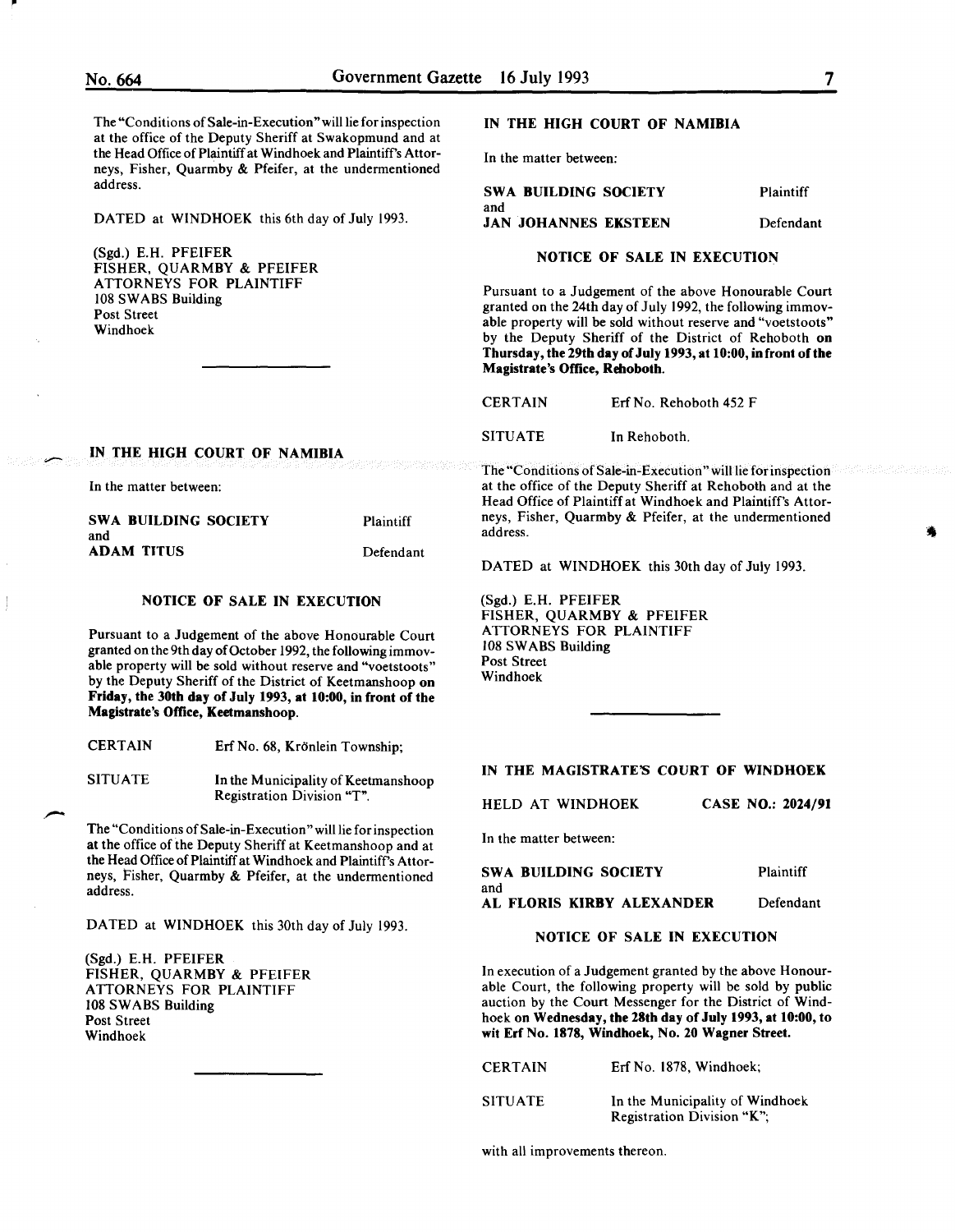The "Conditions of Sale-in-Execution" will lie for inspection at the office of the Deputy Sheriff at Swakopmund and at the Head Office of Plaintiff at Windhoek and Plaintiff's Attorneys, Fisher, Quarmby & Pfeifer, at the undermentioned address.

DATED at WINDHOEK this 6th day of July 1993.

(Sgd.) E.H. PFEIFER
FISHER, QUARMBY & PFEIFER
ATTORNEYS FOR PLAINTIFF
108 SWABS Building
Post Street
Windhoek

---

**IN THE HIGH COURT OF NAMIBIA**

In the matter between:

| | |
|---|---|
| **SWA BUILDING SOCIETY** | Plaintiff |
| and | |
| **ADAM TITUS** | Defendant |

**NOTICE OF SALE IN EXECUTION**

Pursuant to a Judgement of the above Honourable Court granted on the 9th day of October 1992, the following immovable property will be sold without reserve and "voetstoots" by the Deputy Sheriff of the District of Keetmanshoop **on Friday, the 30th day of July 1993, at 10:00, in front of the Magistrate's Office, Keetmanshoop.**

| | |
|---|---|
| CERTAIN | Erf No. 68, Krönlein Township; |
| SITUATE | In the Municipality of Keetmanshoop Registration Division "T". |

The "Conditions of Sale-in-Execution" will lie for inspection at the office of the Deputy Sheriff at Keetmanshoop and at the Head Office of Plaintiff at Windhoek and Plaintiff's Attorneys, Fisher, Quarmby & Pfeifer, at the undermentioned address.

DATED at WINDHOEK this 30th day of July 1993.

(Sgd.) E.H. PFEIFER
FISHER, QUARMBY & PFEIFER
ATTORNEYS FOR PLAINTIFF
108 SWABS Building
Post Street
Windhoek

---

**IN THE HIGH COURT OF NAMIBIA**

In the matter between:

| | |
|---|---|
| **SWA BUILDING SOCIETY** | Plaintiff |
| and | |
| **JAN JOHANNES EKSTEEN** | Defendant |

**NOTICE OF SALE IN EXECUTION**

Pursuant to a Judgement of the above Honourable Court granted on the 24th day of July 1992, the following immovable property will be sold without reserve and "voetstoots" by the Deputy Sheriff of the District of Rehoboth **on Thursday, the 29th day of July 1993, at 10:00, in front of the Magistrate's Office, Rehoboth.**

| | |
|---|---|
| CERTAIN | Erf No. Rehoboth 452 F |
| SITUATE | In Rehoboth. |

The "Conditions of Sale-in-Execution" will lie for inspection at the office of the Deputy Sheriff at Rehoboth and at the Head Office of Plaintiff at Windhoek and Plaintiff's Attorneys, Fisher, Quarmby & Pfeifer, at the undermentioned address.

DATED at WINDHOEK this 30th day of July 1993.

(Sgd.) E.H. PFEIFER
FISHER, QUARMBY & PFEIFER
ATTORNEYS FOR PLAINTIFF
108 SWABS Building
Post Street
Windhoek

---

**IN THE MAGISTRATE'S COURT OF WINDHOEK**

HELD AT WINDHOEK **CASE NO.: 2024/91**

In the matter between:

| | |
|---|---|
| **SWA BUILDING SOCIETY** | Plaintiff |
| and | |
| **AL FLORIS KIRBY ALEXANDER** | Defendant |

**NOTICE OF SALE IN EXECUTION**

In execution of a Judgement granted by the above Honourable Court, the following property will be sold by public auction by the Court Messenger for the District of Windhoek **on Wednesday, the 28th day of July 1993, at 10:00, to wit Erf No. 1878, Windhoek, No. 20 Wagner Street.**

| | |
|---|---|
| CERTAIN | Erf No. 1878, Windhoek; |
| SITUATE | In the Municipality of Windhoek Registration Division "K"; |

with all improvements thereon.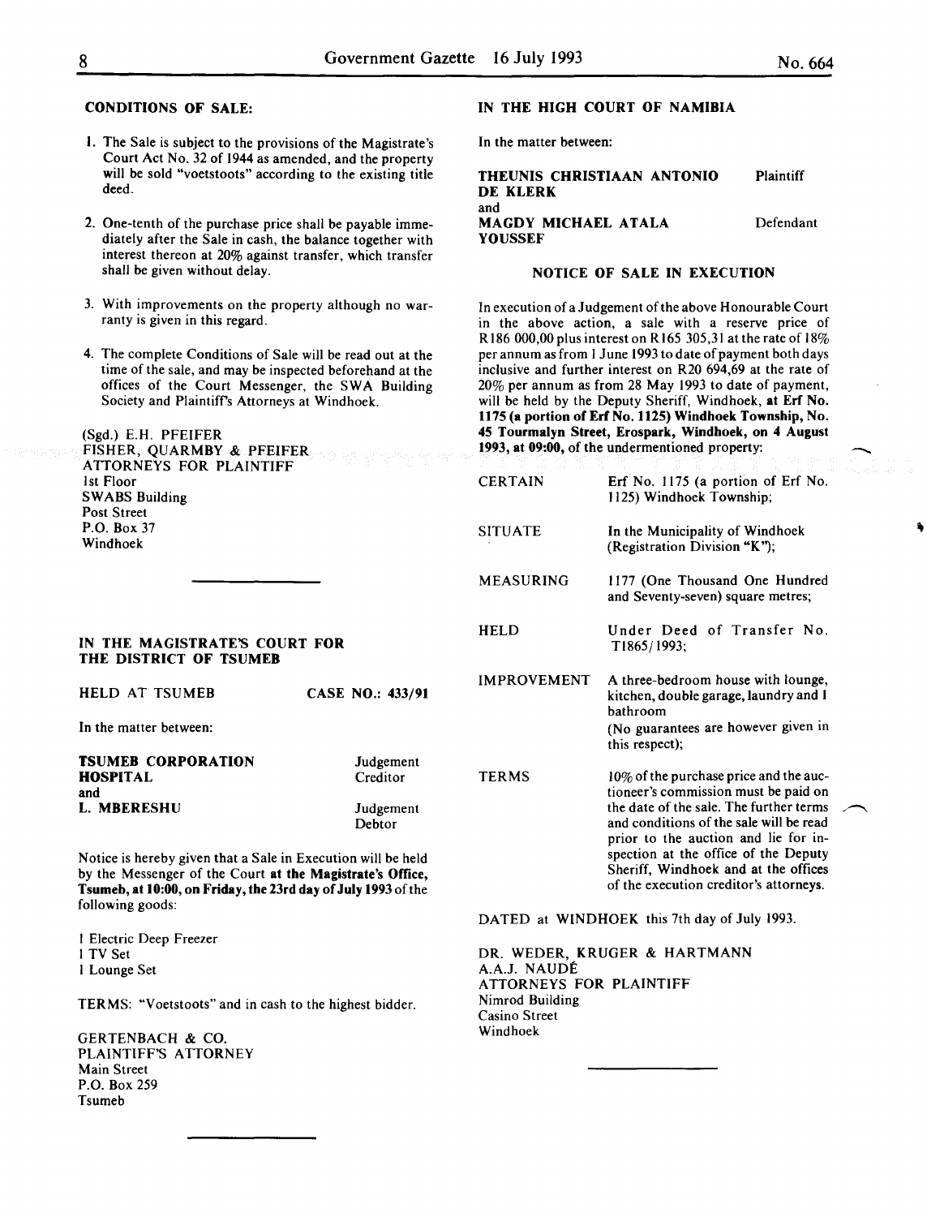**CONDITIONS OF SALE:**

1. The Sale is subject to the provisions of the Magistrate's Court Act No. 32 of 1944 as amended, and the property will be sold "voetstoots" according to the existing title deed.

2. One-tenth of the purchase price shall be payable immediately after the Sale in cash, the balance together with interest thereon at 20% against transfer, which transfer shall be given without delay.

3. With improvements on the property although no warranty is given in this regard.

4. The complete Conditions of Sale will be read out at the time of the sale, and may be inspected beforehand at the offices of the Court Messenger, the SWA Building Society and Plaintiff's Attorneys at Windhoek.

(Sgd.) E.H. PFEIFER
FISHER, QUARMBY & PFEIFER
ATTORNEYS FOR PLAINTIFF
1st Floor
SWABS Building
Post Street
P.O. Box 37
Windhoek

---

**IN THE MAGISTRATE'S COURT FOR THE DISTRICT OF TSUMEB**

HELD AT TSUMEB — CASE NO.: 433/91

In the matter between:

| | |
|---|---|
| **TSUMEB CORPORATION HOSPITAL** | Judgement Creditor |
| and | |
| **L. MBERESHU** | Judgement Debtor |

Notice is hereby given that a Sale in Execution will be held by the Messenger of the Court **at the Magistrate's Office, Tsumeb, at 10:00, on Friday, the 23rd day of July 1993** of the following goods:

1 Electric Deep Freezer
1 TV Set
1 Lounge Set

TERMS: "Voetstoots" and in cash to the highest bidder.

GERTENBACH & CO.
PLAINTIFF'S ATTORNEY
Main Street
P.O. Box 259
Tsumeb

---

**IN THE HIGH COURT OF NAMIBIA**

In the matter between:

| | |
|---|---|
| **THEUNIS CHRISTIAAN ANTONIO DE KLERK** | Plaintiff |
| and | |
| **MAGDY MICHAEL ATALA YOUSSEF** | Defendant |

**NOTICE OF SALE IN EXECUTION**

In execution of a Judgement of the above Honourable Court in the above action, a sale with a reserve price of R186 000,00 plus interest on R165 305,31 at the rate of 18% per annum as from 1 June 1993 to date of payment both days inclusive and further interest on R20 694,69 at the rate of 20% per annum as from 28 May 1993 to date of payment, will be held by the Deputy Sheriff, Windhoek, **at Erf No. 1175 (a portion of Erf No. 1125) Windhoek Township, No. 45 Tourmalyn Street, Erospark, Windhoek, on 4 August 1993, at 09:00,** of the undermentioned property:

| | |
|---|---|
| CERTAIN | Erf No. 1175 (a portion of Erf No. 1125) Windhoek Township; |
| SITUATE | In the Municipality of Windhoek (Registration Division "K"); |
| MEASURING | 1177 (One Thousand One Hundred and Seventy-seven) square metres; |
| HELD | Under Deed of Transfer No. T1865/1993; |
| IMPROVEMENT | A three-bedroom house with lounge, kitchen, double garage, laundry and 1 bathroom (No guarantees are however given in this respect); |
| TERMS | 10% of the purchase price and the auctioneer's commission must be paid on the date of the sale. The further terms and conditions of the sale will be read prior to the auction and lie for inspection at the office of the Deputy Sheriff, Windhoek and at the offices of the execution creditor's attorneys. |

DATED at WINDHOEK this 7th day of July 1993.

DR. WEDER, KRUGER & HARTMANN
A.A.J. NAUDÉ
ATTORNEYS FOR PLAINTIFF
Nimrod Building
Casino Street
Windhoek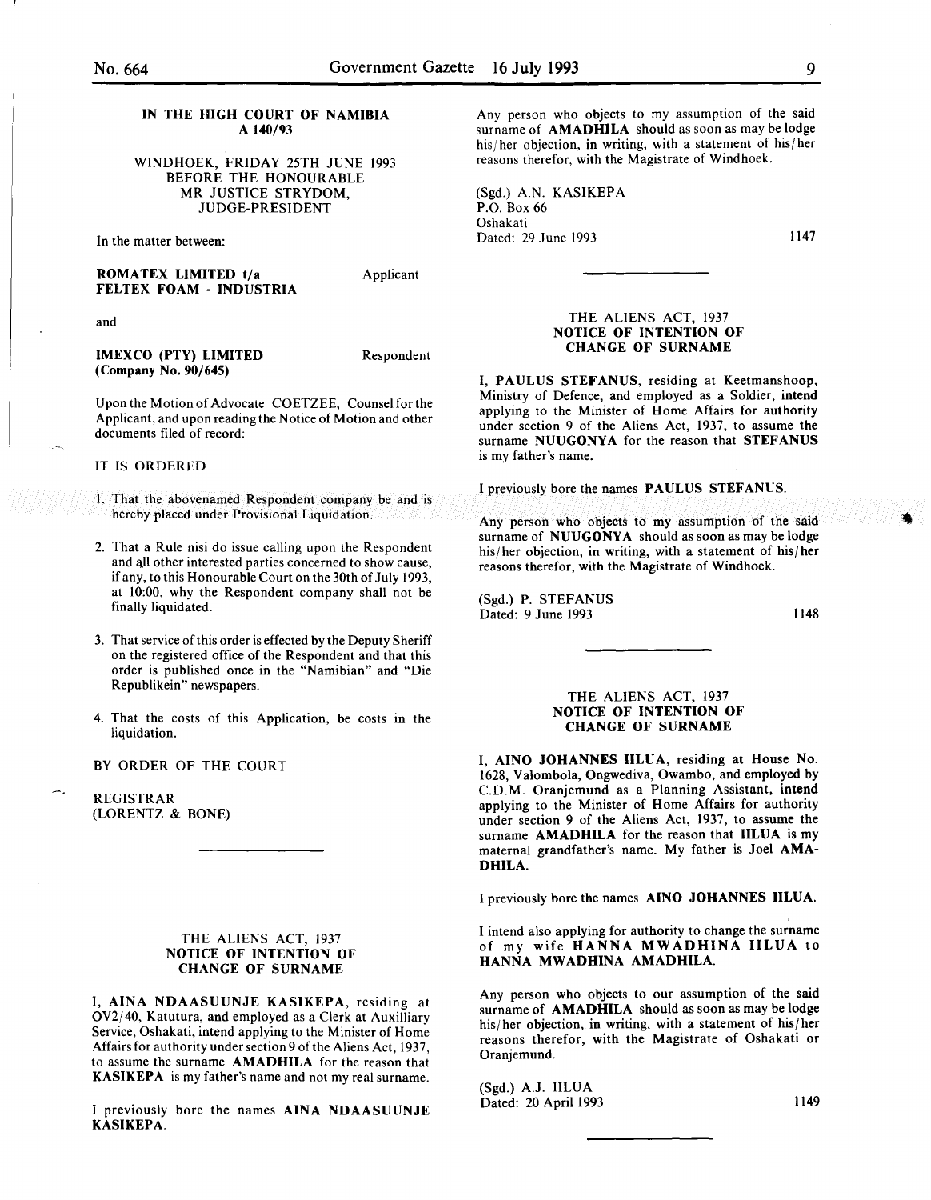**IN THE HIGH COURT OF NAMIBIA**
**A 140/93**

WINDHOEK, FRIDAY 25TH JUNE 1993
BEFORE THE HONOURABLE
MR JUSTICE STRYDOM,
JUDGE-PRESIDENT

In the matter between:

**ROMATEX LIMITED t/a FELTEX FOAM - INDUSTRIA** — Applicant

and

**IMEXCO (PTY) LIMITED (Company No. 90/645)** — Respondent

Upon the Motion of Advocate COETZEE, Counsel for the Applicant, and upon reading the Notice of Motion and other documents filed of record:

IT IS ORDERED

1. That the abovenamed Respondent company be and is hereby placed under Provisional Liquidation.
2. That a Rule nisi do issue calling upon the Respondent and all other interested parties concerned to show cause, if any, to this Honourable Court on the 30th of July 1993, at 10:00, why the Respondent company shall not be finally liquidated.
3. That service of this order is effected by the Deputy Sheriff on the registered office of the Respondent and that this order is published once in the "Namibian" and "Die Republikein" newspapers.
4. That the costs of this Application, be costs in the liquidation.

BY ORDER OF THE COURT

REGISTRAR
(LORENTZ & BONE)

---

THE ALIENS ACT, 1937
**NOTICE OF INTENTION OF CHANGE OF SURNAME**

I, **AINA NDAASUUNJE KASIKEPA**, residing at OV2/40, Katutura, and employed as a Clerk at Auxilliary Service, Oshakati, intend applying to the Minister of Home Affairs for authority under section 9 of the Aliens Act, 1937, to assume the surname **AMADHILA** for the reason that **KASIKEPA** is my father's name and not my real surname.

I previously bore the names **AINA NDAASUUNJE KASIKEPA**.

Any person who objects to my assumption of the said surname of **AMADHILA** should as soon as may be lodge his/her objection, in writing, with a statement of his/her reasons therefor, with the Magistrate of Windhoek.

(Sgd.) A.N. KASIKEPA
P.O. Box 66
Oshakati
Dated: 29 June 1993

1147

---

THE ALIENS ACT, 1937
**NOTICE OF INTENTION OF CHANGE OF SURNAME**

I, **PAULUS STEFANUS**, residing at Keetmanshoop, Ministry of Defence, and employed as a Soldier, intend applying to the Minister of Home Affairs for authority under section 9 of the Aliens Act, 1937, to assume the surname **NUUGONYA** for the reason that **STEFANUS** is my father's name.

I previously bore the names **PAULUS STEFANUS**.

Any person who objects to my assumption of the said surname of **NUUGONYA** should as soon as may be lodge his/her objection, in writing, with a statement of his/her reasons therefor, with the Magistrate of Windhoek.

(Sgd.) P. STEFANUS
Dated: 9 June 1993

1148

---

THE ALIENS ACT, 1937
**NOTICE OF INTENTION OF CHANGE OF SURNAME**

I, **AINO JOHANNES IILUA**, residing at House No. 1628, Valombola, Ongwediva, Owambo, and employed by C.D.M. Oranjemund as a Planning Assistant, intend applying to the Minister of Home Affairs for authority under section 9 of the Aliens Act, 1937, to assume the surname **AMADHILA** for the reason that **IILUA** is my maternal grandfather's name. My father is Joel **AMADHILA**.

I previously bore the names **AINO JOHANNES IILUA**.

I intend also applying for authority to change the surname of my wife **HANNA MWADHINA IILUA** to **HANNA MWADHINA AMADHILA**.

Any person who objects to our assumption of the said surname of **AMADHILA** should as soon as may be lodge his/her objection, in writing, with a statement of his/her reasons therefor, with the Magistrate of Oshakati or Oranjemund.

(Sgd.) A.J. IILUA
Dated: 20 April 1993

1149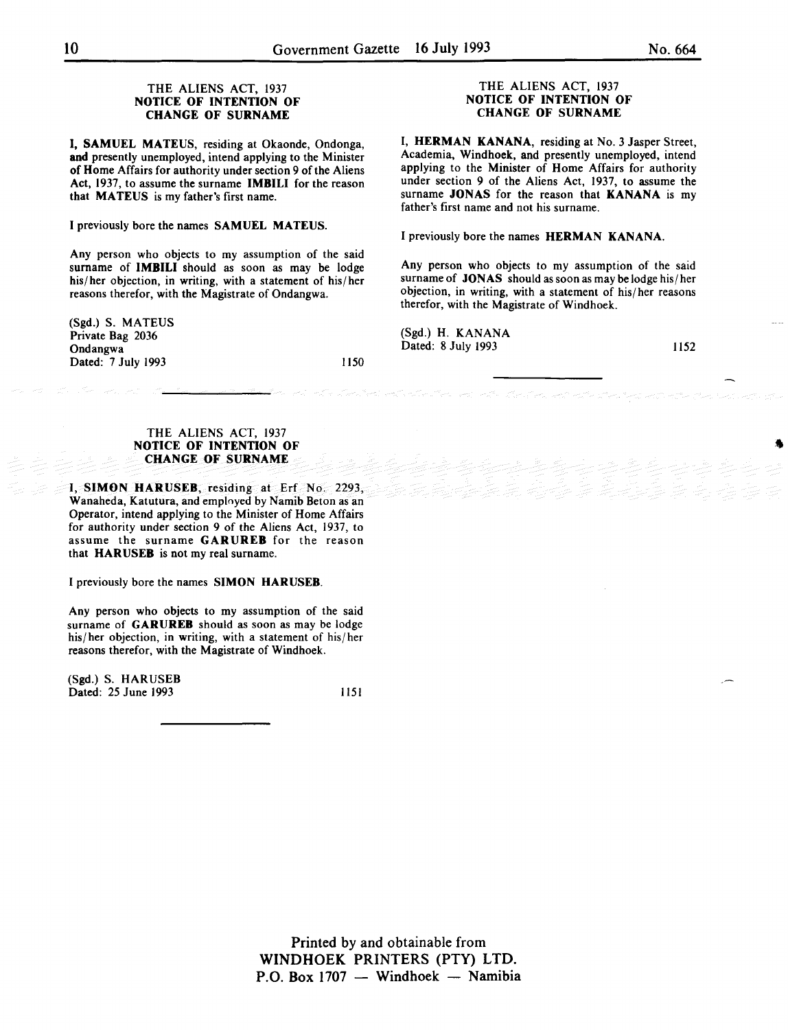THE ALIENS ACT, 1937
**NOTICE OF INTENTION OF CHANGE OF SURNAME**

I, **SAMUEL MATEUS**, residing at Okaonde, Ondonga, and presently unemployed, intend applying to the Minister of Home Affairs for authority under section 9 of the Aliens Act, 1937, to assume the surname **IMBILI** for the reason that **MATEUS** is my father's first name.

I previously bore the names **SAMUEL MATEUS**.

Any person who objects to my assumption of the said surname of **IMBILI** should as soon as may be lodge his/her objection, in writing, with a statement of his/her reasons therefor, with the Magistrate of Ondangwa.

(Sgd.) S. MATEUS
Private Bag 2036
Ondangwa
Dated: 7 July 1993

1150

---

THE ALIENS ACT, 1937
**NOTICE OF INTENTION OF CHANGE OF SURNAME**

I, **SIMON HARUSEB**, residing at Erf No. 2293, Wanaheda, Katutura, and employed by Namib Beton as an Operator, intend applying to the Minister of Home Affairs for authority under section 9 of the Aliens Act, 1937, to assume the surname **GARUREB** for the reason that **HARUSEB** is not my real surname.

I previously bore the names **SIMON HARUSEB**.

Any person who objects to my assumption of the said surname of **GARUREB** should as soon as may be lodge his/her objection, in writing, with a statement of his/her reasons therefor, with the Magistrate of Windhoek.

(Sgd.) S. HARUSEB
Dated: 25 June 1993

1151

---

THE ALIENS ACT, 1937
**NOTICE OF INTENTION OF CHANGE OF SURNAME**

I, **HERMAN KANANA**, residing at No. 3 Jasper Street, Academia, Windhoek, and presently unemployed, intend applying to the Minister of Home Affairs for authority under section 9 of the Aliens Act, 1937, to assume the surname **JONAS** for the reason that **KANANA** is my father's first name and not his surname.

I previously bore the names **HERMAN KANANA**.

Any person who objects to my assumption of the said surname of **JONAS** should as soon as may be lodge his/her objection, in writing, with a statement of his/her reasons therefor, with the Magistrate of Windhoek.

(Sgd.) H. KANANA
Dated: 8 July 1993

1152

---

Printed by and obtainable from
WINDHOEK PRINTERS (PTY) LTD.
P.O. Box 1707 — Windhoek — Namibia